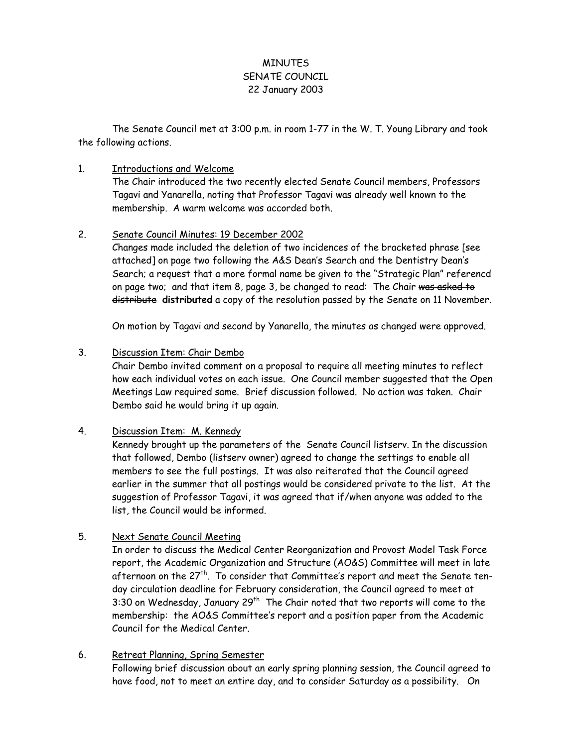# MINUTES
## SENATE COUNCIL
## 22 January 2003

The Senate Council met at 3:00 p.m. in room 1-77 in the W. T. Young Library and took the following actions.

1. <u>Introductions and Welcome</u>
   The Chair introduced the two recently elected Senate Council members, Professors Tagavi and Yanarella, noting that Professor Tagavi was already well known to the membership. A warm welcome was accorded both.

2. <u>Senate Council Minutes: 19 December 2002</u>
   Changes made included the deletion of two incidences of the bracketed phrase [see attached] on page two following the A&S Dean's Search and the Dentistry Dean's Search; a request that a more formal name be given to the "Strategic Plan" referencd on page two; and that item 8, page 3, be changed to read: The Chair ~~was asked to distribute~~ **distributed** a copy of the resolution passed by the Senate on 11 November.

   On motion by Tagavi and second by Yanarella, the minutes as changed were approved.

3. <u>Discussion Item: Chair Dembo</u>
   Chair Dembo invited comment on a proposal to require all meeting minutes to reflect how each individual votes on each issue. One Council member suggested that the Open Meetings Law required same. Brief discussion followed. No action was taken. Chair Dembo said he would bring it up again.

4. <u>Discussion Item: M. Kennedy</u>
   Kennedy brought up the parameters of the Senate Council listserv. In the discussion that followed, Dembo (listserv owner) agreed to change the settings to enable all members to see the full postings. It was also reiterated that the Council agreed earlier in the summer that all postings would be considered private to the list. At the suggestion of Professor Tagavi, it was agreed that if/when anyone was added to the list, the Council would be informed.

5. <u>Next Senate Council Meeting</u>
   In order to discuss the Medical Center Reorganization and Provost Model Task Force report, the Academic Organization and Structure (AO&S) Committee will meet in late afternoon on the 27th. To consider that Committee's report and meet the Senate ten-day circulation deadline for February consideration, the Council agreed to meet at 3:30 on Wednesday, January 29th The Chair noted that two reports will come to the membership: the AO&S Committee's report and a position paper from the Academic Council for the Medical Center.

6. <u>Retreat Planning, Spring Semester</u>
   Following brief discussion about an early spring planning session, the Council agreed to have food, not to meet an entire day, and to consider Saturday as a possibility. On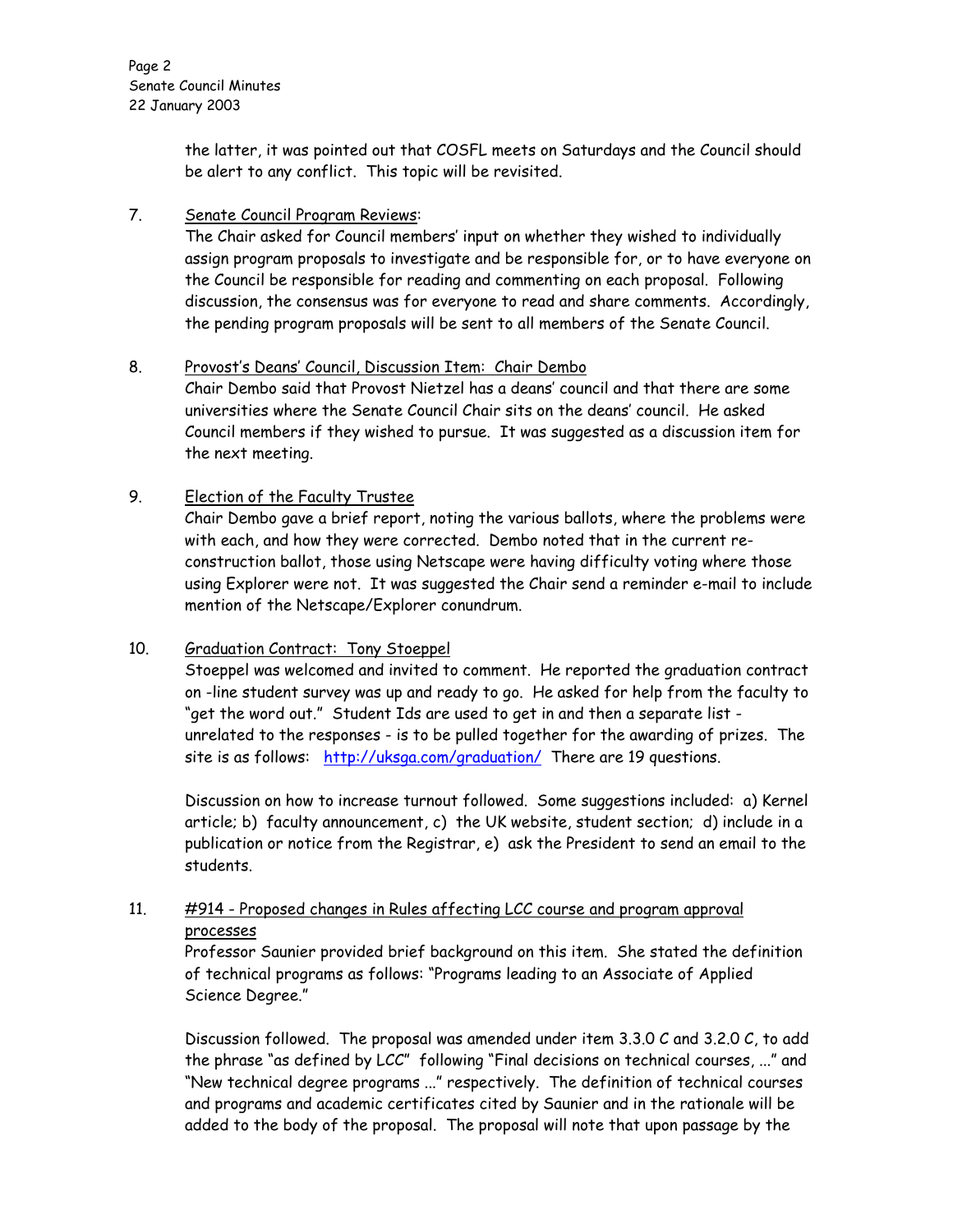the latter, it was pointed out that COSFL meets on Saturdays and the Council should be alert to any conflict. This topic will be revisited.

7. Senate Council Program Reviews:
   The Chair asked for Council members' input on whether they wished to individually assign program proposals to investigate and be responsible for, or to have everyone on the Council be responsible for reading and commenting on each proposal. Following discussion, the consensus was for everyone to read and share comments. Accordingly, the pending program proposals will be sent to all members of the Senate Council.

8. Provost's Deans' Council, Discussion Item: Chair Dembo
   Chair Dembo said that Provost Nietzel has a deans' council and that there are some universities where the Senate Council Chair sits on the deans' council. He asked Council members if they wished to pursue. It was suggested as a discussion item for the next meeting.

9. Election of the Faculty Trustee
   Chair Dembo gave a brief report, noting the various ballots, where the problems were with each, and how they were corrected. Dembo noted that in the current re-construction ballot, those using Netscape were having difficulty voting where those using Explorer were not. It was suggested the Chair send a reminder e-mail to include mention of the Netscape/Explorer conundrum.

10. Graduation Contract: Tony Stoeppel
    Stoeppel was welcomed and invited to comment. He reported the graduation contract on -line student survey was up and ready to go. He asked for help from the faculty to "get the word out." Student Ids are used to get in and then a separate list - unrelated to the responses - is to be pulled together for the awarding of prizes. The site is as follows: http://uksga.com/graduation/ There are 19 questions.

    Discussion on how to increase turnout followed. Some suggestions included: a) Kernel article; b) faculty announcement, c) the UK website, student section; d) include in a publication or notice from the Registrar, e) ask the President to send an email to the students.

11. #914 - Proposed changes in Rules affecting LCC course and program approval processes
    Professor Saunier provided brief background on this item. She stated the definition of technical programs as follows: "Programs leading to an Associate of Applied Science Degree."

    Discussion followed. The proposal was amended under item 3.3.0 C and 3.2.0 C, to add the phrase "as defined by LCC" following "Final decisions on technical courses, ..." and "New technical degree programs ..." respectively. The definition of technical courses and programs and academic certificates cited by Saunier and in the rationale will be added to the body of the proposal. The proposal will note that upon passage by the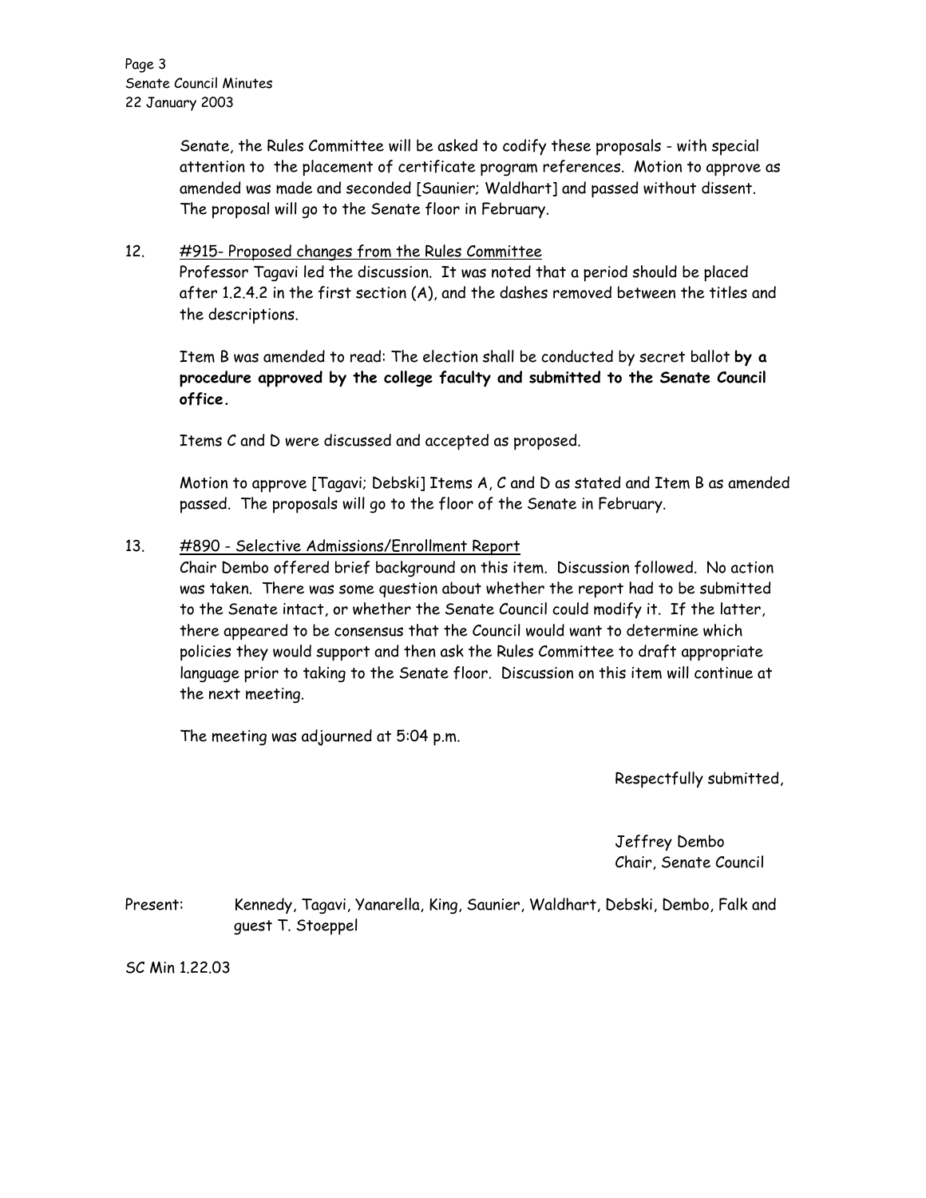Senate, the Rules Committee will be asked to codify these proposals - with special attention to the placement of certificate program references. Motion to approve as amended was made and seconded [Saunier; Waldhart] and passed without dissent. The proposal will go to the Senate floor in February.

12. <u>#915- Proposed changes from the Rules Committee</u>

Professor Tagavi led the discussion. It was noted that a period should be placed after 1.2.4.2 in the first section (A), and the dashes removed between the titles and the descriptions.

Item B was amended to read: The election shall be conducted by secret ballot **by a procedure approved by the college faculty and submitted to the Senate Council office.**

Items C and D were discussed and accepted as proposed.

Motion to approve [Tagavi; Debski] Items A, C and D as stated and Item B as amended passed. The proposals will go to the floor of the Senate in February.

13. <u>#890 - Selective Admissions/Enrollment Report</u>

Chair Dembo offered brief background on this item. Discussion followed. No action was taken. There was some question about whether the report had to be submitted to the Senate intact, or whether the Senate Council could modify it. If the latter, there appeared to be consensus that the Council would want to determine which policies they would support and then ask the Rules Committee to draft appropriate language prior to taking to the Senate floor. Discussion on this item will continue at the next meeting.

The meeting was adjourned at 5:04 p.m.

Respectfully submitted,

Jeffrey Dembo
Chair, Senate Council

Present: Kennedy, Tagavi, Yanarella, King, Saunier, Waldhart, Debski, Dembo, Falk and guest T. Stoeppel

SC Min 1.22.03